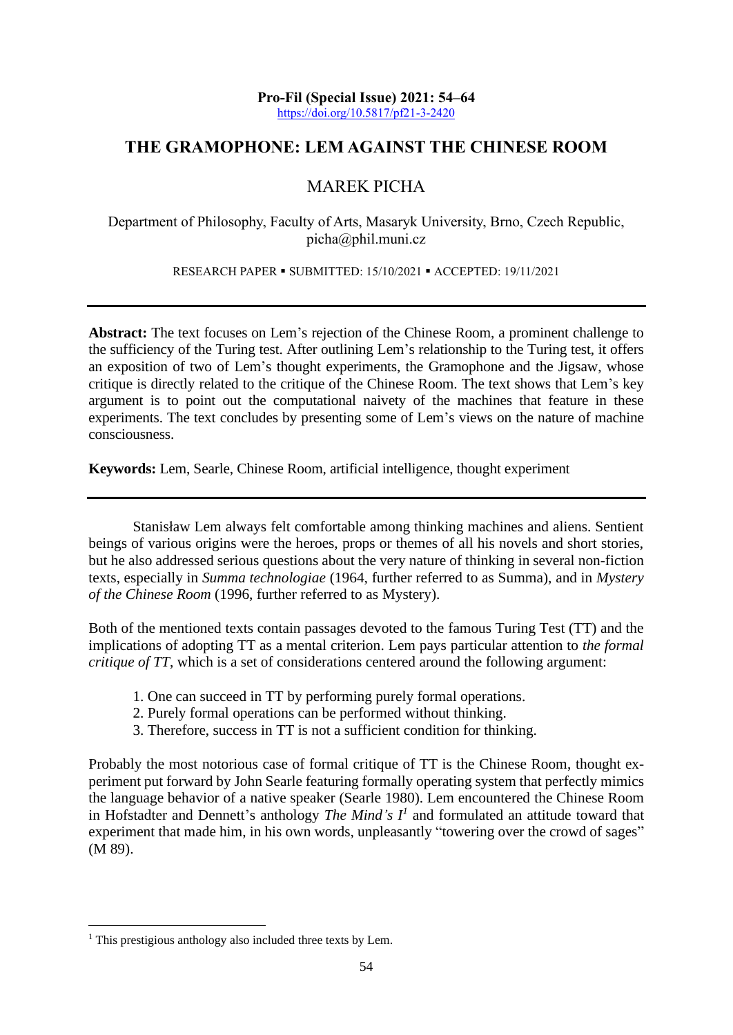Pro-Fil (Special Issue) 2021: 54–64
https://doi.org/10.5817/pf21-3-2420

# THE GRAMOPHONE: LEM AGAINST THE CHINESE ROOM

MAREK PICHA

Department of Philosophy, Faculty of Arts, Masaryk University, Brno, Czech Republic, picha@phil.muni.cz

RESEARCH PAPER ▪ SUBMITTED: 15/10/2021 ▪ ACCEPTED: 19/11/2021

---

**Abstract:** The text focuses on Lem's rejection of the Chinese Room, a prominent challenge to the sufficiency of the Turing test. After outlining Lem's relationship to the Turing test, it offers an exposition of two of Lem's thought experiments, the Gramophone and the Jigsaw, whose critique is directly related to the critique of the Chinese Room. The text shows that Lem's key argument is to point out the computational naivety of the machines that feature in these experiments. The text concludes by presenting some of Lem's views on the nature of machine consciousness.

**Keywords:** Lem, Searle, Chinese Room, artificial intelligence, thought experiment

---

Stanisław Lem always felt comfortable among thinking machines and aliens. Sentient beings of various origins were the heroes, props or themes of all his novels and short stories, but he also addressed serious questions about the very nature of thinking in several non-fiction texts, especially in *Summa technologiae* (1964, further referred to as Summa), and in *Mystery of the Chinese Room* (1996, further referred to as Mystery).

Both of the mentioned texts contain passages devoted to the famous Turing Test (TT) and the implications of adopting TT as a mental criterion. Lem pays particular attention to *the formal critique of TT*, which is a set of considerations centered around the following argument:

1. One can succeed in TT by performing purely formal operations.
2. Purely formal operations can be performed without thinking.
3. Therefore, success in TT is not a sufficient condition for thinking.

Probably the most notorious case of formal critique of TT is the Chinese Room, thought experiment put forward by John Searle featuring formally operating system that perfectly mimics the language behavior of a native speaker (Searle 1980). Lem encountered the Chinese Room in Hofstadter and Dennett's anthology *The Mind's I*[1] and formulated an attitude toward that experiment that made him, in his own words, unpleasantly "towering over the crowd of sages" (M 89).

[1] This prestigious anthology also included three texts by Lem.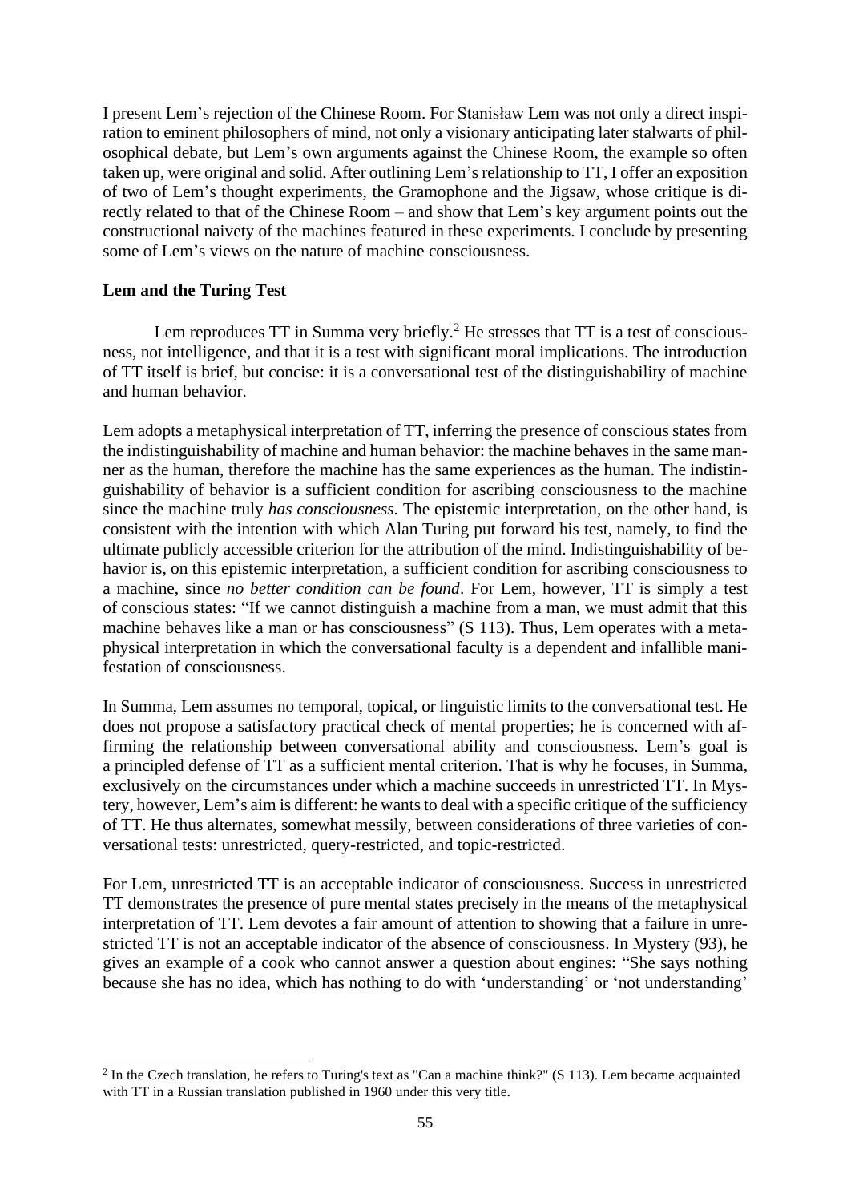I present Lem's rejection of the Chinese Room. For Stanisław Lem was not only a direct inspiration to eminent philosophers of mind, not only a visionary anticipating later stalwarts of philosophical debate, but Lem's own arguments against the Chinese Room, the example so often taken up, were original and solid. After outlining Lem's relationship to TT, I offer an exposition of two of Lem's thought experiments, the Gramophone and the Jigsaw, whose critique is directly related to that of the Chinese Room – and show that Lem's key argument points out the constructional naivety of the machines featured in these experiments. I conclude by presenting some of Lem's views on the nature of machine consciousness.

### Lem and the Turing Test

Lem reproduces TT in Summa very briefly.[2] He stresses that TT is a test of consciousness, not intelligence, and that it is a test with significant moral implications. The introduction of TT itself is brief, but concise: it is a conversational test of the distinguishability of machine and human behavior.

Lem adopts a metaphysical interpretation of TT, inferring the presence of conscious states from the indistinguishability of machine and human behavior: the machine behaves in the same manner as the human, therefore the machine has the same experiences as the human. The indistinguishability of behavior is a sufficient condition for ascribing consciousness to the machine since the machine truly *has consciousness*. The epistemic interpretation, on the other hand, is consistent with the intention with which Alan Turing put forward his test, namely, to find the ultimate publicly accessible criterion for the attribution of the mind. Indistinguishability of behavior is, on this epistemic interpretation, a sufficient condition for ascribing consciousness to a machine, since *no better condition can be found*. For Lem, however, TT is simply a test of conscious states: "If we cannot distinguish a machine from a man, we must admit that this machine behaves like a man or has consciousness" (S 113). Thus, Lem operates with a metaphysical interpretation in which the conversational faculty is a dependent and infallible manifestation of consciousness.

In Summa, Lem assumes no temporal, topical, or linguistic limits to the conversational test. He does not propose a satisfactory practical check of mental properties; he is concerned with affirming the relationship between conversational ability and consciousness. Lem's goal is a principled defense of TT as a sufficient mental criterion. That is why he focuses, in Summa, exclusively on the circumstances under which a machine succeeds in unrestricted TT. In Mystery, however, Lem's aim is different: he wants to deal with a specific critique of the sufficiency of TT. He thus alternates, somewhat messily, between considerations of three varieties of conversational tests: unrestricted, query-restricted, and topic-restricted.

For Lem, unrestricted TT is an acceptable indicator of consciousness. Success in unrestricted TT demonstrates the presence of pure mental states precisely in the means of the metaphysical interpretation of TT. Lem devotes a fair amount of attention to showing that a failure in unrestricted TT is not an acceptable indicator of the absence of consciousness. In Mystery (93), he gives an example of a cook who cannot answer a question about engines: "She says nothing because she has no idea, which has nothing to do with 'understanding' or 'not understanding'

[2] In the Czech translation, he refers to Turing's text as "Can a machine think?" (S 113). Lem became acquainted with TT in a Russian translation published in 1960 under this very title.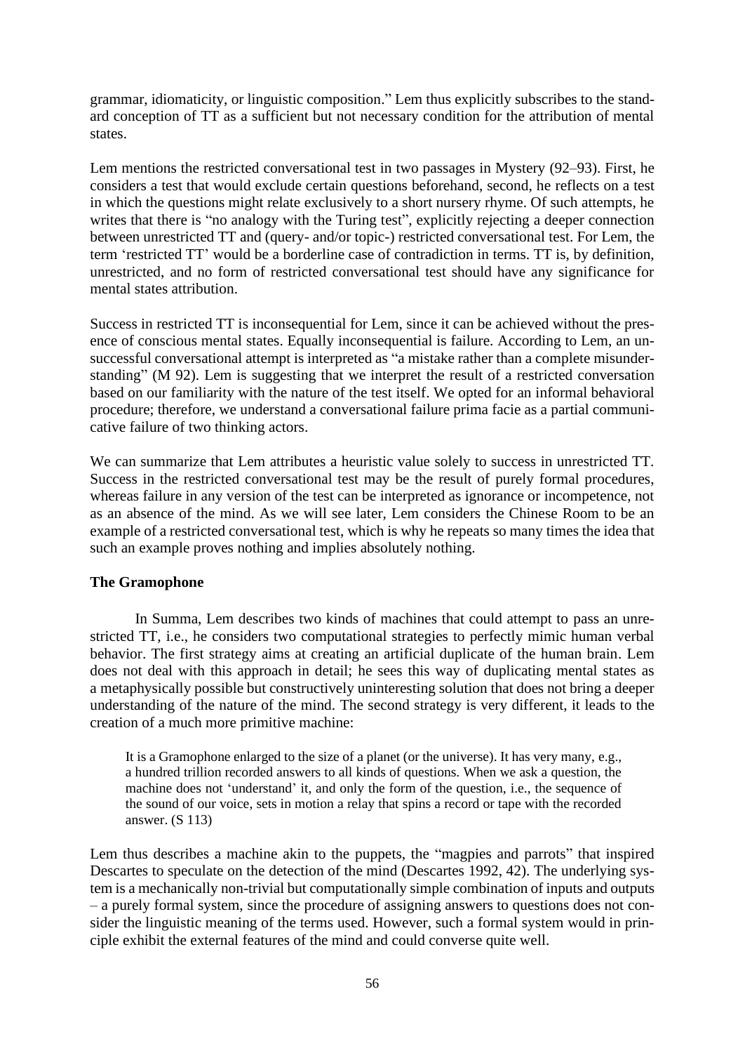grammar, idiomaticity, or linguistic composition." Lem thus explicitly subscribes to the standard conception of TT as a sufficient but not necessary condition for the attribution of mental states.

Lem mentions the restricted conversational test in two passages in Mystery (92–93). First, he considers a test that would exclude certain questions beforehand, second, he reflects on a test in which the questions might relate exclusively to a short nursery rhyme. Of such attempts, he writes that there is "no analogy with the Turing test", explicitly rejecting a deeper connection between unrestricted TT and (query- and/or topic-) restricted conversational test. For Lem, the term 'restricted TT' would be a borderline case of contradiction in terms. TT is, by definition, unrestricted, and no form of restricted conversational test should have any significance for mental states attribution.

Success in restricted TT is inconsequential for Lem, since it can be achieved without the presence of conscious mental states. Equally inconsequential is failure. According to Lem, an unsuccessful conversational attempt is interpreted as "a mistake rather than a complete misunderstanding" (M 92). Lem is suggesting that we interpret the result of a restricted conversation based on our familiarity with the nature of the test itself. We opted for an informal behavioral procedure; therefore, we understand a conversational failure prima facie as a partial communicative failure of two thinking actors.

We can summarize that Lem attributes a heuristic value solely to success in unrestricted TT. Success in the restricted conversational test may be the result of purely formal procedures, whereas failure in any version of the test can be interpreted as ignorance or incompetence, not as an absence of the mind. As we will see later, Lem considers the Chinese Room to be an example of a restricted conversational test, which is why he repeats so many times the idea that such an example proves nothing and implies absolutely nothing.

**The Gramophone**

In Summa, Lem describes two kinds of machines that could attempt to pass an unrestricted TT, i.e., he considers two computational strategies to perfectly mimic human verbal behavior. The first strategy aims at creating an artificial duplicate of the human brain. Lem does not deal with this approach in detail; he sees this way of duplicating mental states as a metaphysically possible but constructively uninteresting solution that does not bring a deeper understanding of the nature of the mind. The second strategy is very different, it leads to the creation of a much more primitive machine:

> It is a Gramophone enlarged to the size of a planet (or the universe). It has very many, e.g., a hundred trillion recorded answers to all kinds of questions. When we ask a question, the machine does not 'understand' it, and only the form of the question, i.e., the sequence of the sound of our voice, sets in motion a relay that spins a record or tape with the recorded answer. (S 113)

Lem thus describes a machine akin to the puppets, the "magpies and parrots" that inspired Descartes to speculate on the detection of the mind (Descartes 1992, 42). The underlying system is a mechanically non-trivial but computationally simple combination of inputs and outputs – a purely formal system, since the procedure of assigning answers to questions does not consider the linguistic meaning of the terms used. However, such a formal system would in principle exhibit the external features of the mind and could converse quite well.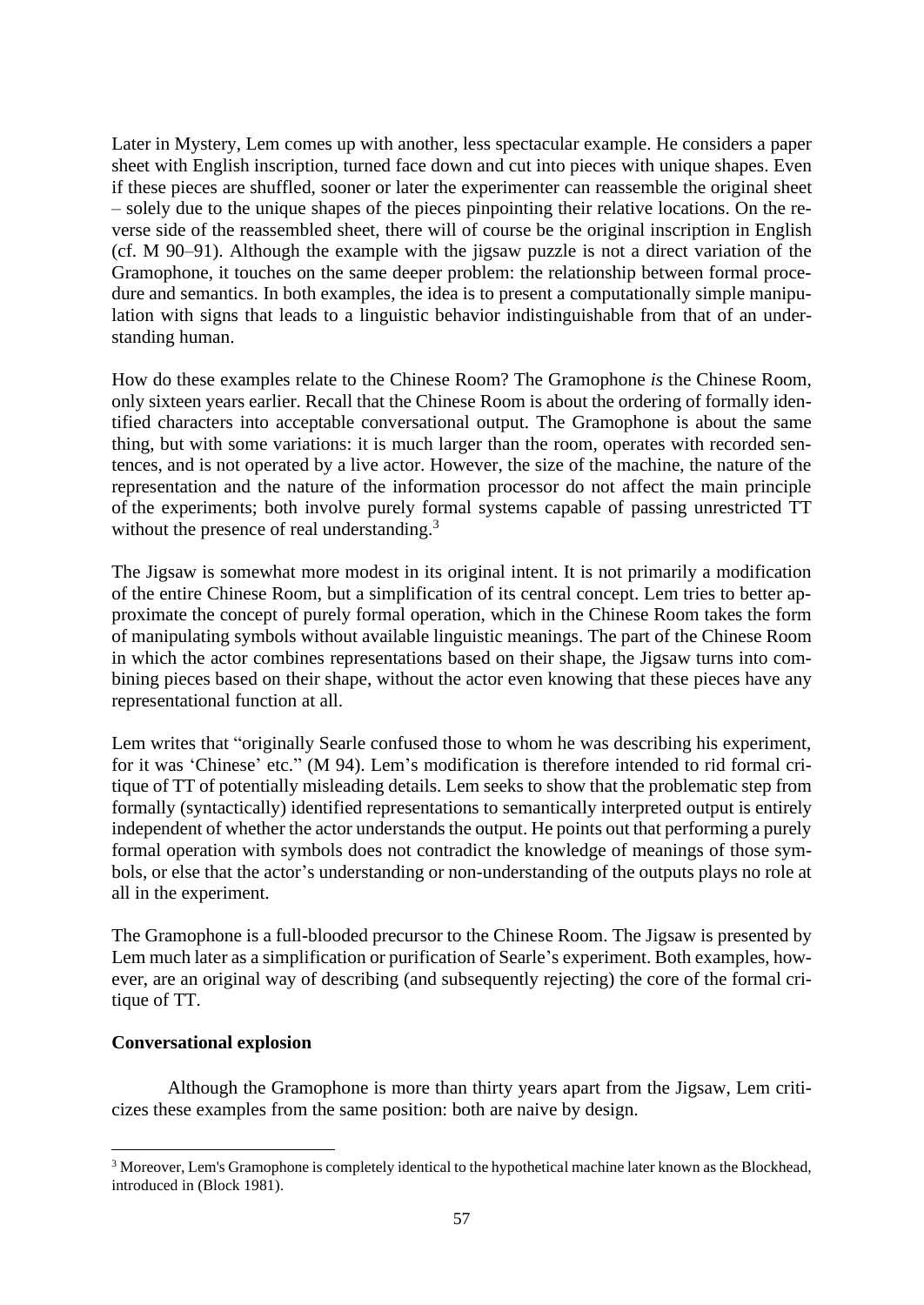Later in Mystery, Lem comes up with another, less spectacular example. He considers a paper sheet with English inscription, turned face down and cut into pieces with unique shapes. Even if these pieces are shuffled, sooner or later the experimenter can reassemble the original sheet – solely due to the unique shapes of the pieces pinpointing their relative locations. On the reverse side of the reassembled sheet, there will of course be the original inscription in English (cf. M 90–91). Although the example with the jigsaw puzzle is not a direct variation of the Gramophone, it touches on the same deeper problem: the relationship between formal procedure and semantics. In both examples, the idea is to present a computationally simple manipulation with signs that leads to a linguistic behavior indistinguishable from that of an understanding human.

How do these examples relate to the Chinese Room? The Gramophone *is* the Chinese Room, only sixteen years earlier. Recall that the Chinese Room is about the ordering of formally identified characters into acceptable conversational output. The Gramophone is about the same thing, but with some variations: it is much larger than the room, operates with recorded sentences, and is not operated by a live actor. However, the size of the machine, the nature of the representation and the nature of the information processor do not affect the main principle of the experiments; both involve purely formal systems capable of passing unrestricted TT without the presence of real understanding.[3]

The Jigsaw is somewhat more modest in its original intent. It is not primarily a modification of the entire Chinese Room, but a simplification of its central concept. Lem tries to better approximate the concept of purely formal operation, which in the Chinese Room takes the form of manipulating symbols without available linguistic meanings. The part of the Chinese Room in which the actor combines representations based on their shape, the Jigsaw turns into combining pieces based on their shape, without the actor even knowing that these pieces have any representational function at all.

Lem writes that "originally Searle confused those to whom he was describing his experiment, for it was 'Chinese' etc." (M 94). Lem's modification is therefore intended to rid formal critique of TT of potentially misleading details. Lem seeks to show that the problematic step from formally (syntactically) identified representations to semantically interpreted output is entirely independent of whether the actor understands the output. He points out that performing a purely formal operation with symbols does not contradict the knowledge of meanings of those symbols, or else that the actor's understanding or non-understanding of the outputs plays no role at all in the experiment.

The Gramophone is a full-blooded precursor to the Chinese Room. The Jigsaw is presented by Lem much later as a simplification or purification of Searle's experiment. Both examples, however, are an original way of describing (and subsequently rejecting) the core of the formal critique of TT.

**Conversational explosion**

Although the Gramophone is more than thirty years apart from the Jigsaw, Lem criticizes these examples from the same position: both are naive by design.

[3] Moreover, Lem's Gramophone is completely identical to the hypothetical machine later known as the Blockhead, introduced in (Block 1981).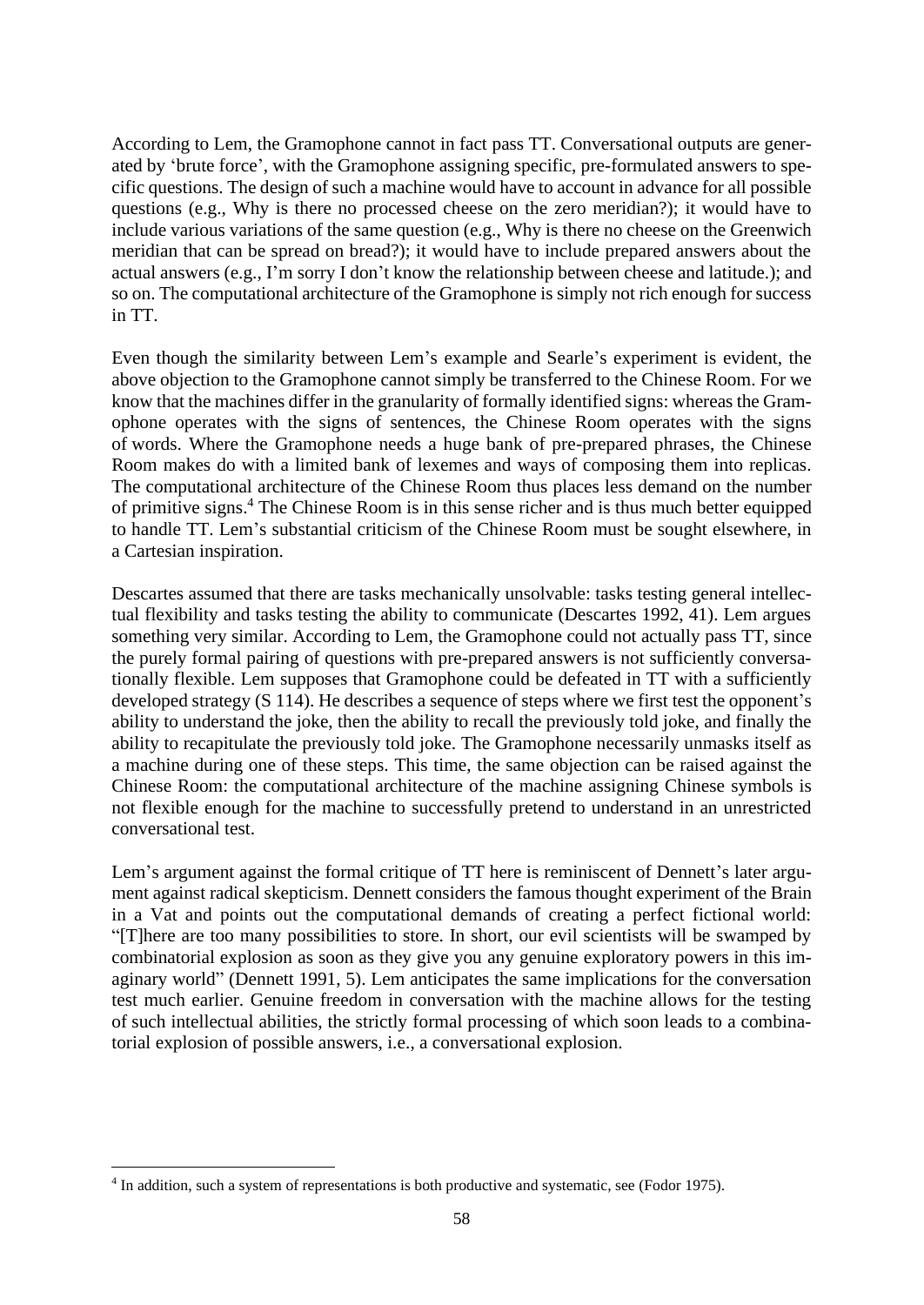According to Lem, the Gramophone cannot in fact pass TT. Conversational outputs are generated by 'brute force', with the Gramophone assigning specific, pre-formulated answers to specific questions. The design of such a machine would have to account in advance for all possible questions (e.g., Why is there no processed cheese on the zero meridian?); it would have to include various variations of the same question (e.g., Why is there no cheese on the Greenwich meridian that can be spread on bread?); it would have to include prepared answers about the actual answers (e.g., I'm sorry I don't know the relationship between cheese and latitude.); and so on. The computational architecture of the Gramophone is simply not rich enough for success in TT.

Even though the similarity between Lem's example and Searle's experiment is evident, the above objection to the Gramophone cannot simply be transferred to the Chinese Room. For we know that the machines differ in the granularity of formally identified signs: whereas the Gramophone operates with the signs of sentences, the Chinese Room operates with the signs of words. Where the Gramophone needs a huge bank of pre-prepared phrases, the Chinese Room makes do with a limited bank of lexemes and ways of composing them into replicas. The computational architecture of the Chinese Room thus places less demand on the number of primitive signs.[4] The Chinese Room is in this sense richer and is thus much better equipped to handle TT. Lem's substantial criticism of the Chinese Room must be sought elsewhere, in a Cartesian inspiration.

Descartes assumed that there are tasks mechanically unsolvable: tasks testing general intellectual flexibility and tasks testing the ability to communicate (Descartes 1992, 41). Lem argues something very similar. According to Lem, the Gramophone could not actually pass TT, since the purely formal pairing of questions with pre-prepared answers is not sufficiently conversationally flexible. Lem supposes that Gramophone could be defeated in TT with a sufficiently developed strategy (S 114). He describes a sequence of steps where we first test the opponent's ability to understand the joke, then the ability to recall the previously told joke, and finally the ability to recapitulate the previously told joke. The Gramophone necessarily unmasks itself as a machine during one of these steps. This time, the same objection can be raised against the Chinese Room: the computational architecture of the machine assigning Chinese symbols is not flexible enough for the machine to successfully pretend to understand in an unrestricted conversational test.

Lem's argument against the formal critique of TT here is reminiscent of Dennett's later argument against radical skepticism. Dennett considers the famous thought experiment of the Brain in a Vat and points out the computational demands of creating a perfect fictional world: "[T]here are too many possibilities to store. In short, our evil scientists will be swamped by combinatorial explosion as soon as they give you any genuine exploratory powers in this imaginary world" (Dennett 1991, 5). Lem anticipates the same implications for the conversation test much earlier. Genuine freedom in conversation with the machine allows for the testing of such intellectual abilities, the strictly formal processing of which soon leads to a combinatorial explosion of possible answers, i.e., a conversational explosion.

---

[4] In addition, such a system of representations is both productive and systematic, see (Fodor 1975).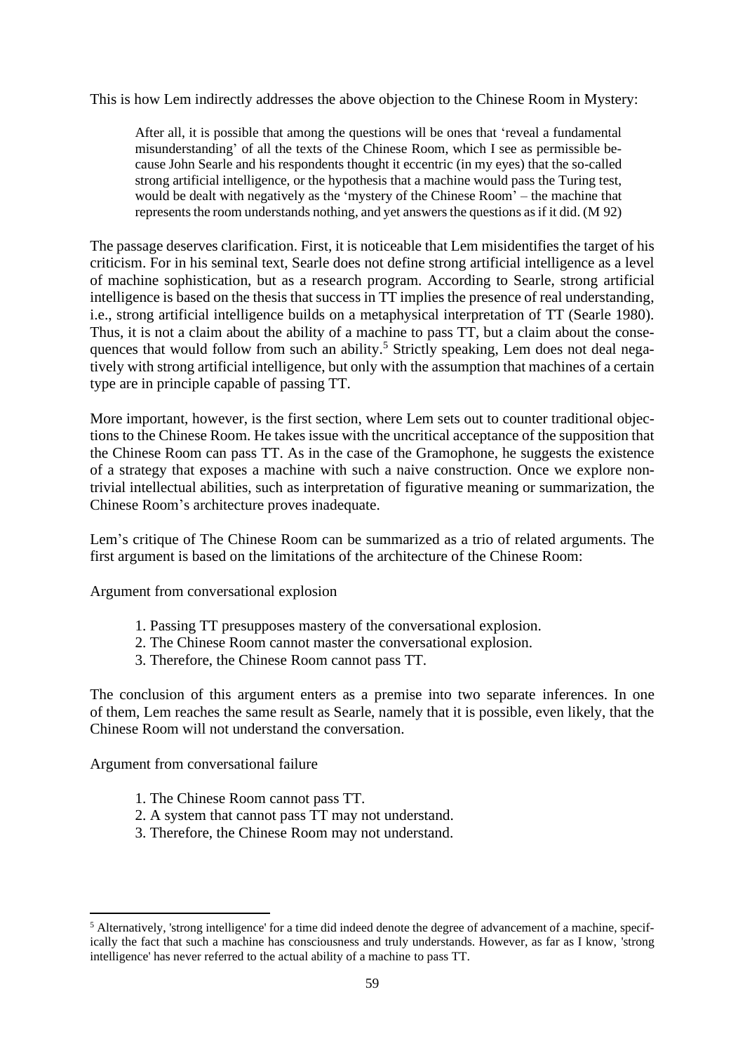This is how Lem indirectly addresses the above objection to the Chinese Room in Mystery:

> After all, it is possible that among the questions will be ones that 'reveal a fundamental misunderstanding' of all the texts of the Chinese Room, which I see as permissible because John Searle and his respondents thought it eccentric (in my eyes) that the so-called strong artificial intelligence, or the hypothesis that a machine would pass the Turing test, would be dealt with negatively as the 'mystery of the Chinese Room' – the machine that represents the room understands nothing, and yet answers the questions as if it did. (M 92)

The passage deserves clarification. First, it is noticeable that Lem misidentifies the target of his criticism. For in his seminal text, Searle does not define strong artificial intelligence as a level of machine sophistication, but as a research program. According to Searle, strong artificial intelligence is based on the thesis that success in TT implies the presence of real understanding, i.e., strong artificial intelligence builds on a metaphysical interpretation of TT (Searle 1980). Thus, it is not a claim about the ability of a machine to pass TT, but a claim about the consequences that would follow from such an ability.[5] Strictly speaking, Lem does not deal negatively with strong artificial intelligence, but only with the assumption that machines of a certain type are in principle capable of passing TT.

More important, however, is the first section, where Lem sets out to counter traditional objections to the Chinese Room. He takes issue with the uncritical acceptance of the supposition that the Chinese Room can pass TT. As in the case of the Gramophone, he suggests the existence of a strategy that exposes a machine with such a naive construction. Once we explore nontrivial intellectual abilities, such as interpretation of figurative meaning or summarization, the Chinese Room's architecture proves inadequate.

Lem's critique of The Chinese Room can be summarized as a trio of related arguments. The first argument is based on the limitations of the architecture of the Chinese Room:

Argument from conversational explosion

1. Passing TT presupposes mastery of the conversational explosion.
2. The Chinese Room cannot master the conversational explosion.
3. Therefore, the Chinese Room cannot pass TT.

The conclusion of this argument enters as a premise into two separate inferences. In one of them, Lem reaches the same result as Searle, namely that it is possible, even likely, that the Chinese Room will not understand the conversation.

Argument from conversational failure

1. The Chinese Room cannot pass TT.
2. A system that cannot pass TT may not understand.
3. Therefore, the Chinese Room may not understand.

---

[5] Alternatively, 'strong intelligence' for a time did indeed denote the degree of advancement of a machine, specifically the fact that such a machine has consciousness and truly understands. However, as far as I know, 'strong intelligence' has never referred to the actual ability of a machine to pass TT.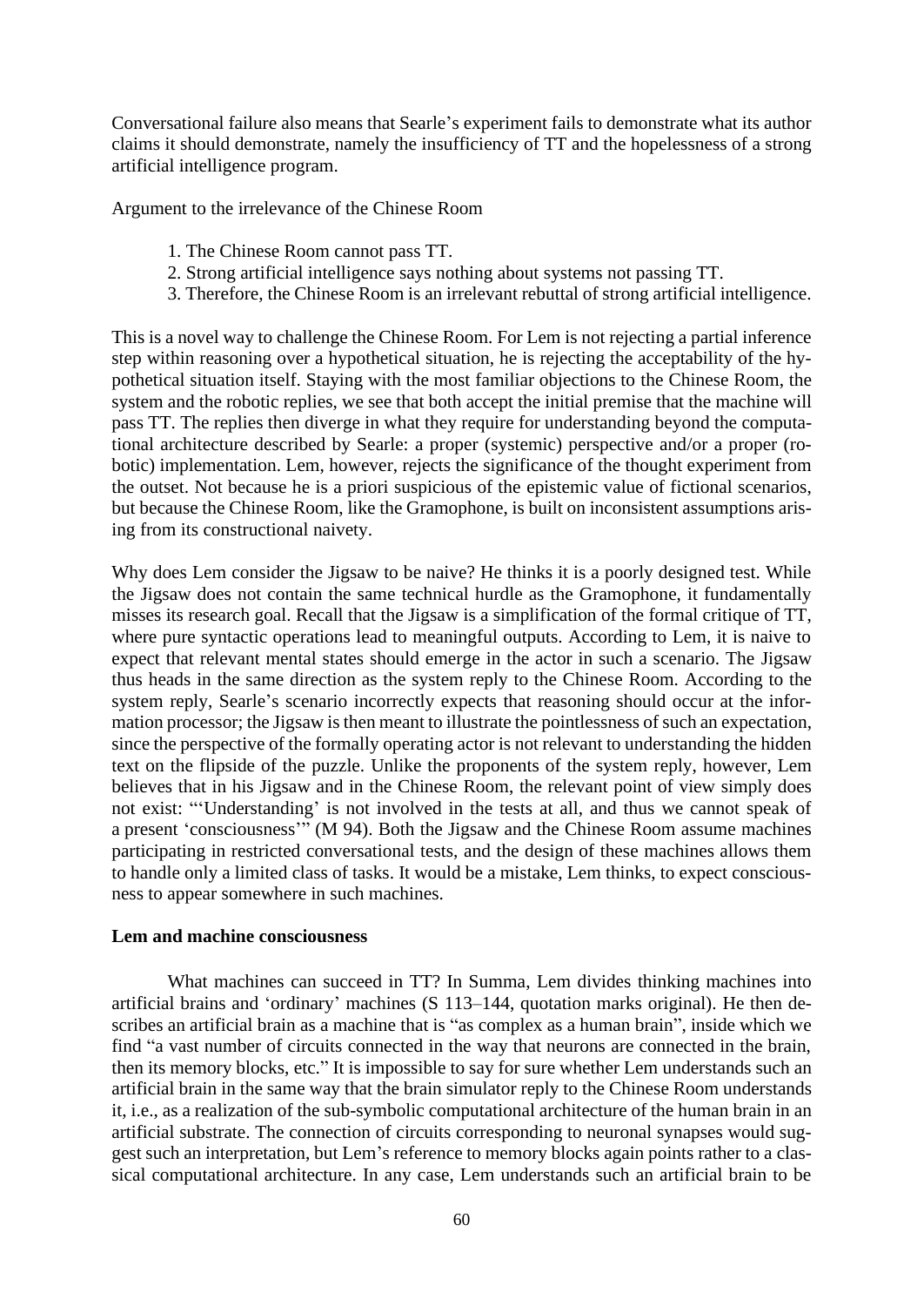Conversational failure also means that Searle's experiment fails to demonstrate what its author claims it should demonstrate, namely the insufficiency of TT and the hopelessness of a strong artificial intelligence program.

Argument to the irrelevance of the Chinese Room

1. The Chinese Room cannot pass TT.
2. Strong artificial intelligence says nothing about systems not passing TT.
3. Therefore, the Chinese Room is an irrelevant rebuttal of strong artificial intelligence.

This is a novel way to challenge the Chinese Room. For Lem is not rejecting a partial inference step within reasoning over a hypothetical situation, he is rejecting the acceptability of the hypothetical situation itself. Staying with the most familiar objections to the Chinese Room, the system and the robotic replies, we see that both accept the initial premise that the machine will pass TT. The replies then diverge in what they require for understanding beyond the computational architecture described by Searle: a proper (systemic) perspective and/or a proper (robotic) implementation. Lem, however, rejects the significance of the thought experiment from the outset. Not because he is a priori suspicious of the epistemic value of fictional scenarios, but because the Chinese Room, like the Gramophone, is built on inconsistent assumptions arising from its constructional naivety.

Why does Lem consider the Jigsaw to be naive? He thinks it is a poorly designed test. While the Jigsaw does not contain the same technical hurdle as the Gramophone, it fundamentally misses its research goal. Recall that the Jigsaw is a simplification of the formal critique of TT, where pure syntactic operations lead to meaningful outputs. According to Lem, it is naive to expect that relevant mental states should emerge in the actor in such a scenario. The Jigsaw thus heads in the same direction as the system reply to the Chinese Room. According to the system reply, Searle's scenario incorrectly expects that reasoning should occur at the information processor; the Jigsaw is then meant to illustrate the pointlessness of such an expectation, since the perspective of the formally operating actor is not relevant to understanding the hidden text on the flipside of the puzzle. Unlike the proponents of the system reply, however, Lem believes that in his Jigsaw and in the Chinese Room, the relevant point of view simply does not exist: "'Understanding' is not involved in the tests at all, and thus we cannot speak of a present 'consciousness'" (M 94). Both the Jigsaw and the Chinese Room assume machines participating in restricted conversational tests, and the design of these machines allows them to handle only a limited class of tasks. It would be a mistake, Lem thinks, to expect consciousness to appear somewhere in such machines.

## Lem and machine consciousness

What machines can succeed in TT? In Summa, Lem divides thinking machines into artificial brains and 'ordinary' machines (S 113–144, quotation marks original). He then describes an artificial brain as a machine that is "as complex as a human brain", inside which we find "a vast number of circuits connected in the way that neurons are connected in the brain, then its memory blocks, etc." It is impossible to say for sure whether Lem understands such an artificial brain in the same way that the brain simulator reply to the Chinese Room understands it, i.e., as a realization of the sub-symbolic computational architecture of the human brain in an artificial substrate. The connection of circuits corresponding to neuronal synapses would suggest such an interpretation, but Lem's reference to memory blocks again points rather to a classical computational architecture. In any case, Lem understands such an artificial brain to be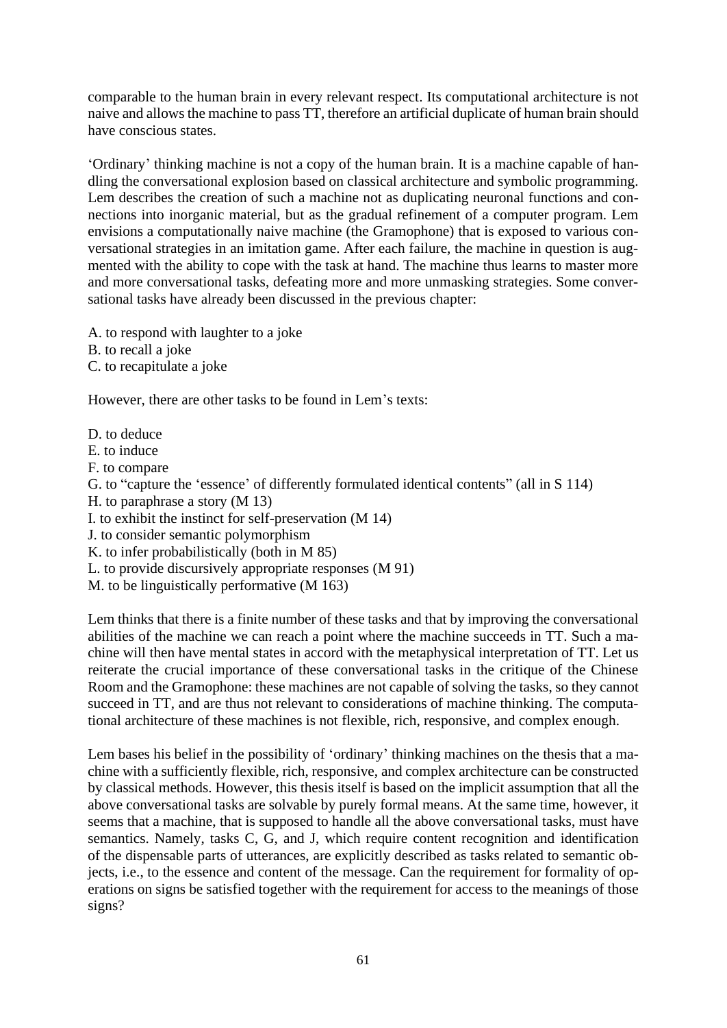comparable to the human brain in every relevant respect. Its computational architecture is not naive and allows the machine to pass TT, therefore an artificial duplicate of human brain should have conscious states.

'Ordinary' thinking machine is not a copy of the human brain. It is a machine capable of handling the conversational explosion based on classical architecture and symbolic programming. Lem describes the creation of such a machine not as duplicating neuronal functions and connections into inorganic material, but as the gradual refinement of a computer program. Lem envisions a computationally naive machine (the Gramophone) that is exposed to various conversational strategies in an imitation game. After each failure, the machine in question is augmented with the ability to cope with the task at hand. The machine thus learns to master more and more conversational tasks, defeating more and more unmasking strategies. Some conversational tasks have already been discussed in the previous chapter:

A. to respond with laughter to a joke
B. to recall a joke
C. to recapitulate a joke

However, there are other tasks to be found in Lem's texts:

D. to deduce
E. to induce
F. to compare
G. to "capture the 'essence' of differently formulated identical contents" (all in S 114)
H. to paraphrase a story (M 13)
I. to exhibit the instinct for self-preservation (M 14)
J. to consider semantic polymorphism
K. to infer probabilistically (both in M 85)
L. to provide discursively appropriate responses (M 91)
M. to be linguistically performative (M 163)

Lem thinks that there is a finite number of these tasks and that by improving the conversational abilities of the machine we can reach a point where the machine succeeds in TT. Such a machine will then have mental states in accord with the metaphysical interpretation of TT. Let us reiterate the crucial importance of these conversational tasks in the critique of the Chinese Room and the Gramophone: these machines are not capable of solving the tasks, so they cannot succeed in TT, and are thus not relevant to considerations of machine thinking. The computational architecture of these machines is not flexible, rich, responsive, and complex enough.

Lem bases his belief in the possibility of 'ordinary' thinking machines on the thesis that a machine with a sufficiently flexible, rich, responsive, and complex architecture can be constructed by classical methods. However, this thesis itself is based on the implicit assumption that all the above conversational tasks are solvable by purely formal means. At the same time, however, it seems that a machine, that is supposed to handle all the above conversational tasks, must have semantics. Namely, tasks C, G, and J, which require content recognition and identification of the dispensable parts of utterances, are explicitly described as tasks related to semantic objects, i.e., to the essence and content of the message. Can the requirement for formality of operations on signs be satisfied together with the requirement for access to the meanings of those signs?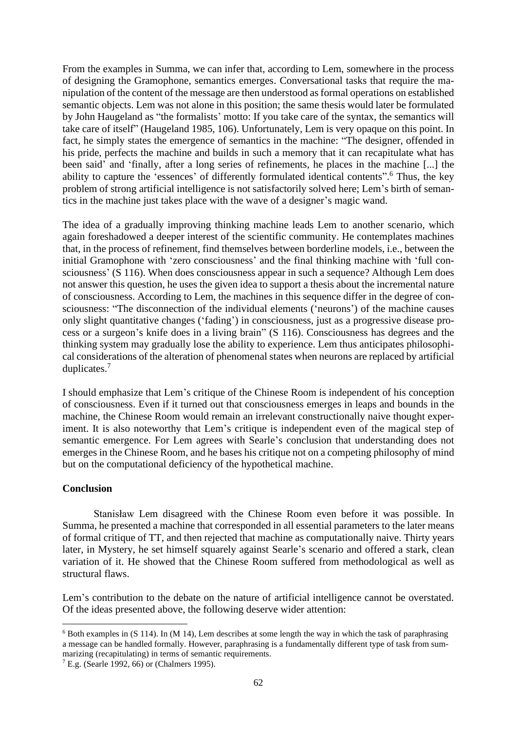From the examples in Summa, we can infer that, according to Lem, somewhere in the process of designing the Gramophone, semantics emerges. Conversational tasks that require the manipulation of the content of the message are then understood as formal operations on established semantic objects. Lem was not alone in this position; the same thesis would later be formulated by John Haugeland as "the formalists' motto: If you take care of the syntax, the semantics will take care of itself" (Haugeland 1985, 106). Unfortunately, Lem is very opaque on this point. In fact, he simply states the emergence of semantics in the machine: "The designer, offended in his pride, perfects the machine and builds in such a memory that it can recapitulate what has been said' and 'finally, after a long series of refinements, he places in the machine [...] the ability to capture the 'essences' of differently formulated identical contents".[6] Thus, the key problem of strong artificial intelligence is not satisfactorily solved here; Lem's birth of semantics in the machine just takes place with the wave of a designer's magic wand.

The idea of a gradually improving thinking machine leads Lem to another scenario, which again foreshadowed a deeper interest of the scientific community. He contemplates machines that, in the process of refinement, find themselves between borderline models, i.e., between the initial Gramophone with 'zero consciousness' and the final thinking machine with 'full consciousness' (S 116). When does consciousness appear in such a sequence? Although Lem does not answer this question, he uses the given idea to support a thesis about the incremental nature of consciousness. According to Lem, the machines in this sequence differ in the degree of consciousness: "The disconnection of the individual elements ('neurons') of the machine causes only slight quantitative changes ('fading') in consciousness, just as a progressive disease process or a surgeon's knife does in a living brain" (S 116). Consciousness has degrees and the thinking system may gradually lose the ability to experience. Lem thus anticipates philosophical considerations of the alteration of phenomenal states when neurons are replaced by artificial duplicates.[7]

I should emphasize that Lem's critique of the Chinese Room is independent of his conception of consciousness. Even if it turned out that consciousness emerges in leaps and bounds in the machine, the Chinese Room would remain an irrelevant constructionally naive thought experiment. It is also noteworthy that Lem's critique is independent even of the magical step of semantic emergence. For Lem agrees with Searle's conclusion that understanding does not emerges in the Chinese Room, and he bases his critique not on a competing philosophy of mind but on the computational deficiency of the hypothetical machine.

**Conclusion**

Stanisław Lem disagreed with the Chinese Room even before it was possible. In Summa, he presented a machine that corresponded in all essential parameters to the later means of formal critique of TT, and then rejected that machine as computationally naive. Thirty years later, in Mystery, he set himself squarely against Searle's scenario and offered a stark, clean variation of it. He showed that the Chinese Room suffered from methodological as well as structural flaws.

Lem's contribution to the debate on the nature of artificial intelligence cannot be overstated. Of the ideas presented above, the following deserve wider attention:

---

[6] Both examples in (S 114). In (M 14), Lem describes at some length the way in which the task of paraphrasing a message can be handled formally. However, paraphrasing is a fundamentally different type of task from summarizing (recapitulating) in terms of semantic requirements.

[7] E.g. (Searle 1992, 66) or (Chalmers 1995).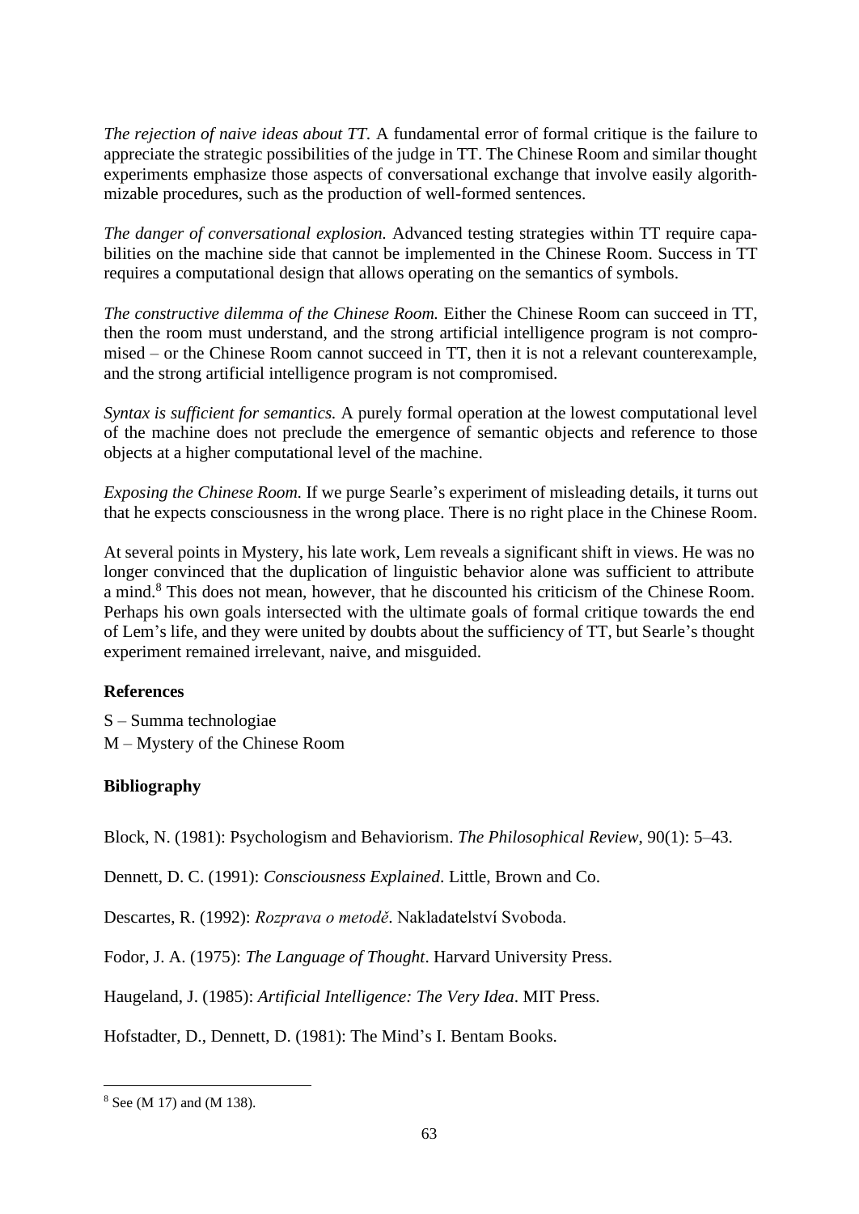*The rejection of naive ideas about TT.* A fundamental error of formal critique is the failure to appreciate the strategic possibilities of the judge in TT. The Chinese Room and similar thought experiments emphasize those aspects of conversational exchange that involve easily algorithmizable procedures, such as the production of well-formed sentences.

*The danger of conversational explosion.* Advanced testing strategies within TT require capabilities on the machine side that cannot be implemented in the Chinese Room. Success in TT requires a computational design that allows operating on the semantics of symbols.

*The constructive dilemma of the Chinese Room.* Either the Chinese Room can succeed in TT, then the room must understand, and the strong artificial intelligence program is not compromised – or the Chinese Room cannot succeed in TT, then it is not a relevant counterexample, and the strong artificial intelligence program is not compromised.

*Syntax is sufficient for semantics.* A purely formal operation at the lowest computational level of the machine does not preclude the emergence of semantic objects and reference to those objects at a higher computational level of the machine.

*Exposing the Chinese Room.* If we purge Searle's experiment of misleading details, it turns out that he expects consciousness in the wrong place. There is no right place in the Chinese Room.

At several points in Mystery, his late work, Lem reveals a significant shift in views. He was no longer convinced that the duplication of linguistic behavior alone was sufficient to attribute a mind.[8] This does not mean, however, that he discounted his criticism of the Chinese Room. Perhaps his own goals intersected with the ultimate goals of formal critique towards the end of Lem's life, and they were united by doubts about the sufficiency of TT, but Searle's thought experiment remained irrelevant, naive, and misguided.

**References**

S – Summa technologiae
M – Mystery of the Chinese Room

**Bibliography**

Block, N. (1981): Psychologism and Behaviorism. *The Philosophical Review*, 90(1): 5–43.

Dennett, D. C. (1991): *Consciousness Explained*. Little, Brown and Co.

Descartes, R. (1992): *Rozprava o metodě*. Nakladatelství Svoboda.

Fodor, J. A. (1975): *The Language of Thought*. Harvard University Press.

Haugeland, J. (1985): *Artificial Intelligence: The Very Idea*. MIT Press.

Hofstadter, D., Dennett, D. (1981): The Mind's I. Bentam Books.

[8] See (M 17) and (M 138).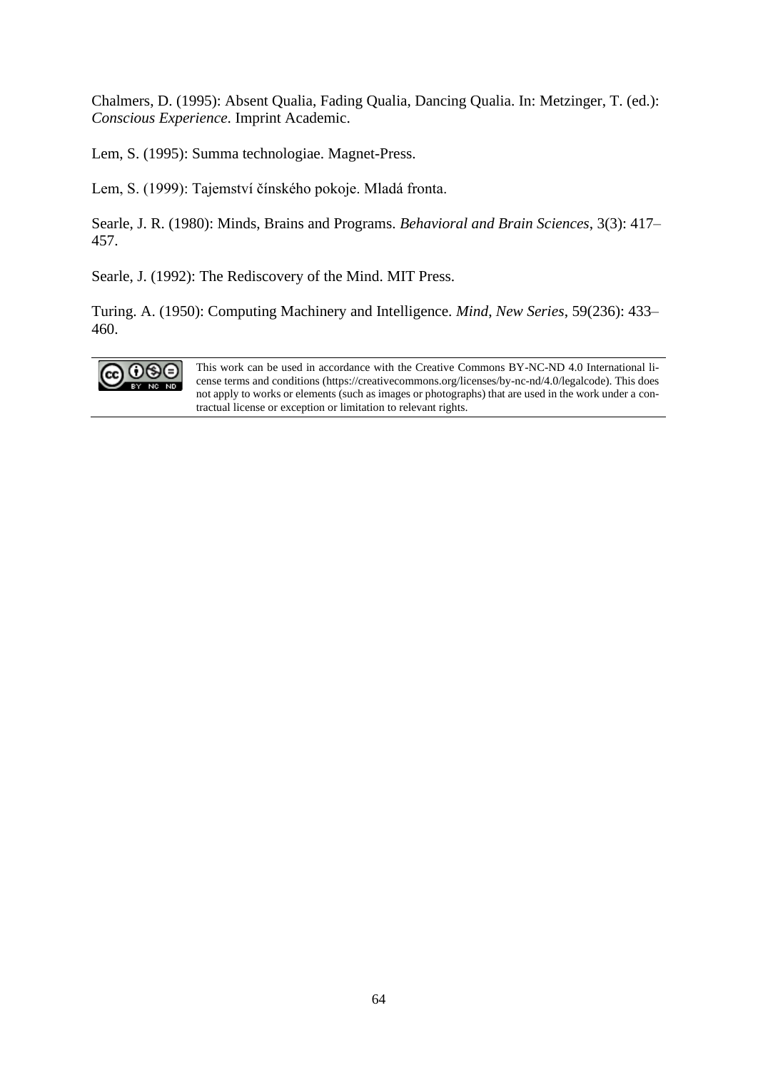Chalmers, D. (1995): Absent Qualia, Fading Qualia, Dancing Qualia. In: Metzinger, T. (ed.): *Conscious Experience*. Imprint Academic.

Lem, S. (1995): Summa technologiae. Magnet-Press.

Lem, S. (1999): Tajemství čínského pokoje. Mladá fronta.

Searle, J. R. (1980): Minds, Brains and Programs. *Behavioral and Brain Sciences*, 3(3): 417–457.

Searle, J. (1992): The Rediscovery of the Mind. MIT Press.

Turing. A. (1950): Computing Machinery and Intelligence. *Mind*, *New Series*, 59(236): 433–460.

This work can be used in accordance with the Creative Commons BY-NC-ND 4.0 International license terms and conditions (https://creativecommons.org/licenses/by-nc-nd/4.0/legalcode). This does not apply to works or elements (such as images or photographs) that are used in the work under a contractual license or exception or limitation to relevant rights.